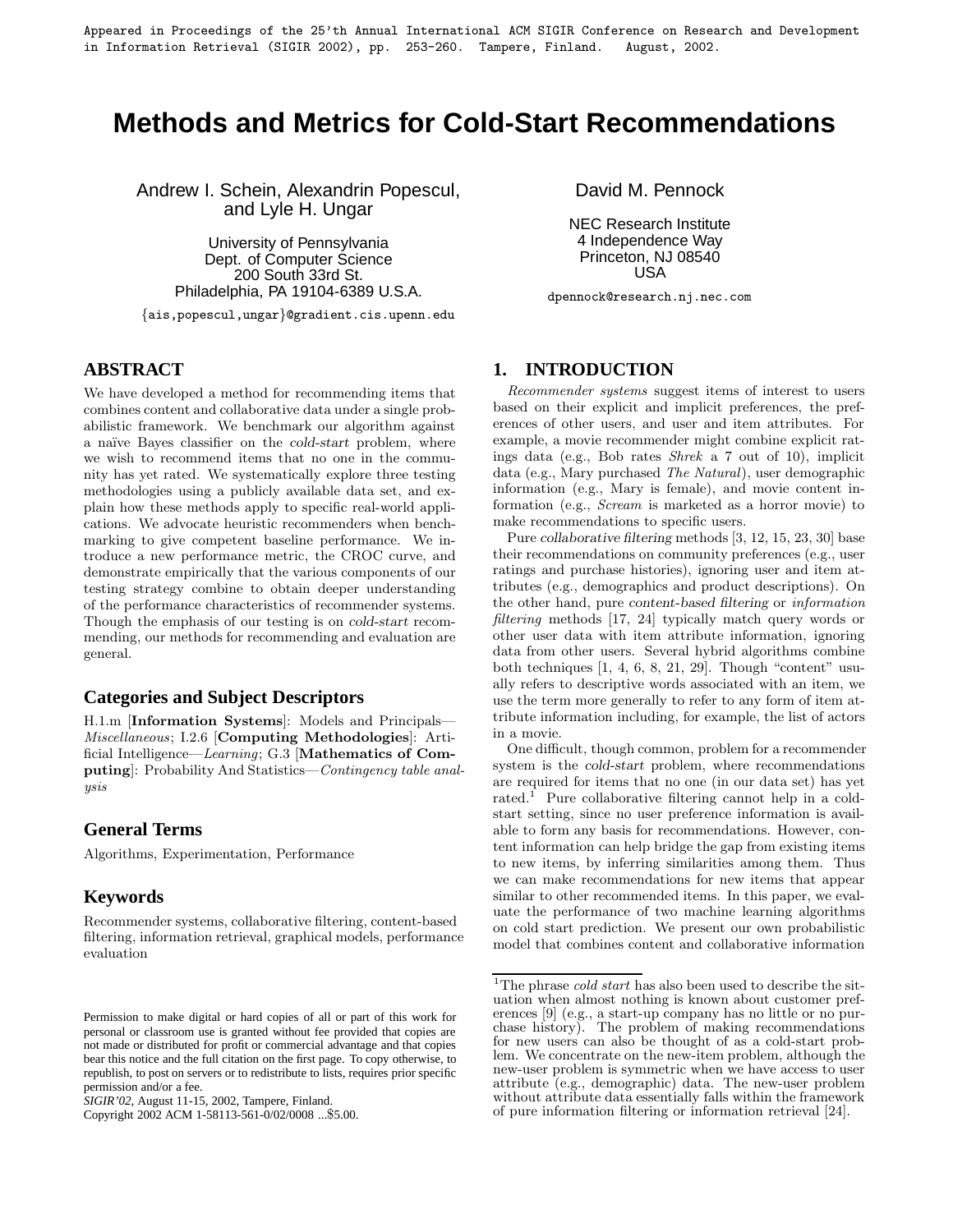Appeared in Proceedings of the 25'th Annual International ACM SIGIR Conference on Research and Development in Information Retrieval (SIGIR 2002), pp. 253-260. Tampere, Finland. August, 2002.

# Methods and Metrics for Cold-Start Recommendations

Andrew I. Schein, Alexandrin Popescul, and Lyle H. Ungar

University of Pennsylvania
Dept. of Computer Science
200 South 33rd St.
Philadelphia, PA 19104-6389 U.S.A.

{ais,popescul,ungar}@gradient.cis.upenn.edu

David M. Pennock

NEC Research Institute
4 Independence Way
Princeton, NJ 08540
USA

dpennock@research.nj.nec.com

## ABSTRACT

We have developed a method for recommending items that combines content and collaborative data under a single probabilistic framework. We benchmark our algorithm against a naïve Bayes classifier on the *cold-start* problem, where we wish to recommend items that no one in the community has yet rated. We systematically explore three testing methodologies using a publicly available data set, and explain how these methods apply to specific real-world applications. We advocate heuristic recommenders when benchmarking to give competent baseline performance. We introduce a new performance metric, the CROC curve, and demonstrate empirically that the various components of our testing strategy combine to obtain deeper understanding of the performance characteristics of recommender systems. Though the emphasis of our testing is on *cold-start* recommending, our methods for recommending and evaluation are general.

### Categories and Subject Descriptors

H.1.m [**Information Systems**]: Models and Principals—*Miscellaneous*; I.2.6 [**Computing Methodologies**]: Artificial Intelligence—*Learning*; G.3 [**Mathematics of Computing**]: Probability And Statistics—*Contingency table analysis*

### General Terms

Algorithms, Experimentation, Performance

### Keywords

Recommender systems, collaborative filtering, content-based filtering, information retrieval, graphical models, performance evaluation

Permission to make digital or hard copies of all or part of this work for personal or classroom use is granted without fee provided that copies are not made or distributed for profit or commercial advantage and that copies bear this notice and the full citation on the first page. To copy otherwise, to republish, to post on servers or to redistribute to lists, requires prior specific permission and/or a fee.
*SIGIR'02,* August 11-15, 2002, Tampere, Finland.
Copyright 2002 ACM 1-58113-561-0/02/0008 ...$5.00.

## 1. INTRODUCTION

*Recommender systems* suggest items of interest to users based on their explicit and implicit preferences, the preferences of other users, and user and item attributes. For example, a movie recommender might combine explicit ratings data (e.g., Bob rates *Shrek* a 7 out of 10), implicit data (e.g., Mary purchased *The Natural*), user demographic information (e.g., Mary is female), and movie content information (e.g., *Scream* is marketed as a horror movie) to make recommendations to specific users.

Pure *collaborative filtering* methods [3, 12, 15, 23, 30] base their recommendations on community preferences (e.g., user ratings and purchase histories), ignoring user and item attributes (e.g., demographics and product descriptions). On the other hand, pure *content-based filtering* or *information filtering* methods [17, 24] typically match query words or other user data with item attribute information, ignoring data from other users. Several hybrid algorithms combine both techniques [1, 4, 6, 8, 21, 29]. Though "content" usually refers to descriptive words associated with an item, we use the term more generally to refer to any form of item attribute information including, for example, the list of actors in a movie.

One difficult, though common, problem for a recommender system is the *cold-start* problem, where recommendations are required for items that no one (in our data set) has yet rated.[1] Pure collaborative filtering cannot help in a cold-start setting, since no user preference information is available to form any basis for recommendations. However, content information can help bridge the gap from existing items to new items, by inferring similarities among them. Thus we can make recommendations for new items that appear similar to other recommended items. In this paper, we evaluate the performance of two machine learning algorithms on cold start prediction. We present our own probabilistic model that combines content and collaborative information

[1]The phrase *cold start* has also been used to describe the situation when almost nothing is known about customer preferences [9] (e.g., a start-up company has no little or no purchase history). The problem of making recommendations for new users can also be thought of as a cold-start problem. We concentrate on the new-item problem, although the new-user problem is symmetric when we have access to user attribute (e.g., demographic) data. The new-user problem without attribute data essentially falls within the framework of pure information filtering or information retrieval [24].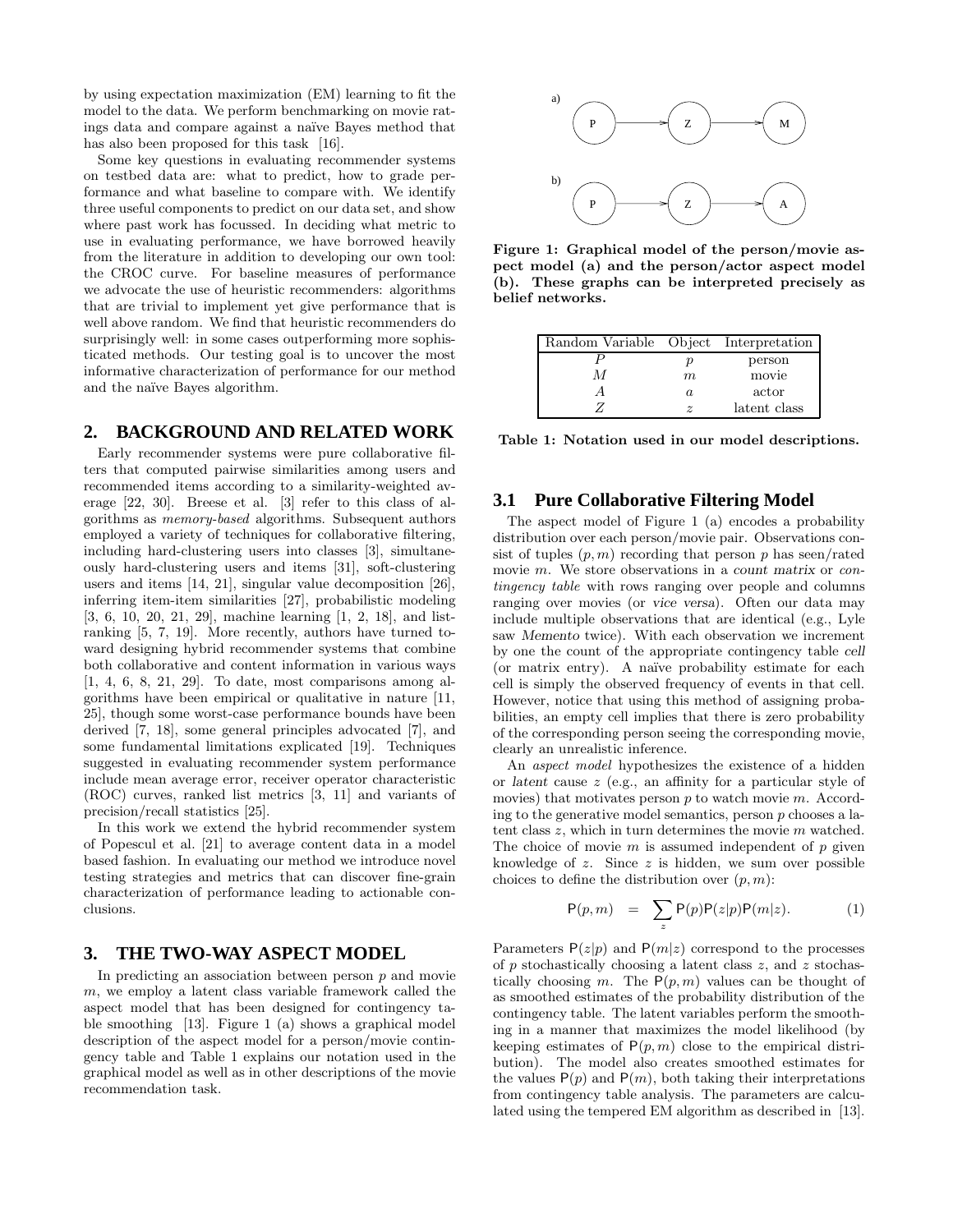by using expectation maximization (EM) learning to fit the model to the data. We perform benchmarking on movie ratings data and compare against a naïve Bayes method that has also been proposed for this task [16].

Some key questions in evaluating recommender systems on testbed data are: what to predict, how to grade performance and what baseline to compare with. We identify three useful components to predict on our data set, and show where past work has focussed. In deciding what metric to use in evaluating performance, we have borrowed heavily from the literature in addition to developing our own tool: the CROC curve. For baseline measures of performance we advocate the use of heuristic recommenders: algorithms that are trivial to implement yet give performance that is well above random. We find that heuristic recommenders do surprisingly well: in some cases outperforming more sophisticated methods. Our testing goal is to uncover the most informative characterization of performance for our method and the naïve Bayes algorithm.

## 2. BACKGROUND AND RELATED WORK

Early recommender systems were pure collaborative filters that computed pairwise similarities among users and recommended items according to a similarity-weighted average [22, 30]. Breese et al. [3] refer to this class of algorithms as *memory-based* algorithms. Subsequent authors employed a variety of techniques for collaborative filtering, including hard-clustering users into classes [3], simultaneously hard-clustering users and items [31], soft-clustering users and items [14, 21], singular value decomposition [26], inferring item-item similarities [27], probabilistic modeling [3, 6, 10, 20, 21, 29], machine learning [1, 2, 18], and list-ranking [5, 7, 19]. More recently, authors have turned toward designing hybrid recommender systems that combine both collaborative and content information in various ways [1, 4, 6, 8, 21, 29]. To date, most comparisons among algorithms have been empirical or qualitative in nature [11, 25], though some worst-case performance bounds have been derived [7, 18], some general principles advocated [7], and some fundamental limitations explicated [19]. Techniques suggested in evaluating recommender system performance include mean average error, receiver operator characteristic (ROC) curves, ranked list metrics [3, 11] and variants of precision/recall statistics [25].

In this work we extend the hybrid recommender system of Popescul et al. [21] to average content data in a model based fashion. In evaluating our method we introduce novel testing strategies and metrics that can discover fine-grain characterization of performance leading to actionable conclusions.

## 3. THE TWO-WAY ASPECT MODEL

In predicting an association between person $p$ and movie $m$, we employ a latent class variable framework called the aspect model that has been designed for contingency table smoothing [13]. Figure 1 (a) shows a graphical model description of the aspect model for a person/movie contingency table and Table 1 explains our notation used in the graphical model as well as in other descriptions of the movie recommendation task.

a) P → Z → M

b) P → Z → A

**Figure 1: Graphical model of the person/movie aspect model (a) and the person/actor aspect model (b). These graphs can be interpreted precisely as belief networks.**

| Random Variable | Object | Interpretation |
|---|---|---|
| $P$ | $p$ | person |
| $M$ | $m$ | movie |
| $A$ | $a$ | actor |
| $Z$ | $z$ | latent class |

**Table 1: Notation used in our model descriptions.**

### 3.1 Pure Collaborative Filtering Model

The aspect model of Figure 1 (a) encodes a probability distribution over each person/movie pair. Observations consist of tuples $(p, m)$ recording that person $p$ has seen/rated movie $m$. We store observations in a *count matrix* or *contingency table* with rows ranging over people and columns ranging over movies (or *vice versa*). Often our data may include multiple observations that are identical (e.g., Lyle saw *Memento* twice). With each observation we increment by one the count of the appropriate contingency table *cell* (or matrix entry). A naïve probability estimate for each cell is simply the observed frequency of events in that cell. However, notice that using this method of assigning probabilities, an empty cell implies that there is zero probability of the corresponding person seeing the corresponding movie, clearly an unrealistic inference.

An *aspect model* hypothesizes the existence of a hidden or *latent* cause $z$ (e.g., an affinity for a particular style of movies) that motivates person $p$ to watch movie $m$. According to the generative model semantics, person $p$ chooses a latent class $z$, which in turn determines the movie $m$ watched. The choice of movie $m$ is assumed independent of $p$ given knowledge of $z$. Since $z$ is hidden, we sum over possible choices to define the distribution over $(p, m)$:

$$\mathsf{P}(p, m) = \sum_z \mathsf{P}(p)\mathsf{P}(z|p)\mathsf{P}(m|z). \tag{1}$$

Parameters $\mathsf{P}(z|p)$ and $\mathsf{P}(m|z)$ correspond to the processes of $p$ stochastically choosing a latent class $z$, and $z$ stochastically choosing $m$. The $\mathsf{P}(p, m)$ values can be thought of as smoothed estimates of the probability distribution of the contingency table. The latent variables perform the smoothing in a manner that maximizes the model likelihood (by keeping estimates of $\mathsf{P}(p, m)$ close to the empirical distribution). The model also creates smoothed estimates for the values $\mathsf{P}(p)$ and $\mathsf{P}(m)$, both taking their interpretations from contingency table analysis. The parameters are calculated using the tempered EM algorithm as described in [13].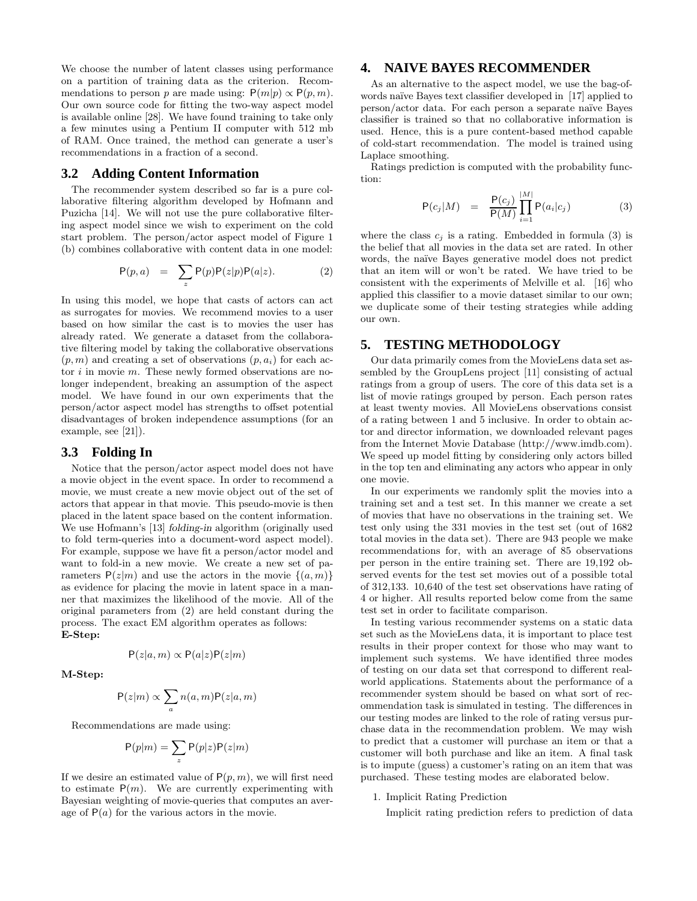We choose the number of latent classes using performance on a partition of training data as the criterion. Recommendations to person $p$ are made using: $\mathsf{P}(m|p) \propto \mathsf{P}(p,m)$. Our own source code for fitting the two-way aspect model is available online [28]. We have found training to take only a few minutes using a Pentium II computer with 512 mb of RAM. Once trained, the method can generate a user's recommendations in a fraction of a second.

### 3.2 Adding Content Information

The recommender system described so far is a pure collaborative filtering algorithm developed by Hofmann and Puzicha [14]. We will not use the pure collaborative filtering aspect model since we wish to experiment on the cold start problem. The person/actor aspect model of Figure 1 (b) combines collaborative with content data in one model:

$$\mathsf{P}(p,a) \;=\; \sum_{z} \mathsf{P}(p)\mathsf{P}(z|p)\mathsf{P}(a|z). \qquad (2)$$

In using this model, we hope that casts of actors can act as surrogates for movies. We recommend movies to a user based on how similar the cast is to movies the user has already rated. We generate a dataset from the collaborative filtering model by taking the collaborative observations $(p,m)$ and creating a set of observations $(p,a_i)$ for each actor $i$ in movie $m$. These newly formed observations are no longer independent, breaking an assumption of the aspect model. We have found in our own experiments that the person/actor aspect model has strengths to offset potential disadvantages of broken independence assumptions (for an example, see [21]).

### 3.3 Folding In

Notice that the person/actor aspect model does not have a movie object in the event space. In order to recommend a movie, we must create a new movie object out of the set of actors that appear in that movie. This pseudo-movie is then placed in the latent space based on the content information. We use Hofmann's [13] *folding-in* algorithm (originally used to fold term-queries into a document-word aspect model). For example, suppose we have fit a person/actor model and want to fold-in a new movie. We create a new set of parameters $\mathsf{P}(z|m)$ and use the actors in the movie $\{(a,m)\}$ as evidence for placing the movie in latent space in a manner that maximizes the likelihood of the movie. All of the original parameters from (2) are held constant during the process. The exact EM algorithm operates as follows:

**E-Step:**

$$\mathsf{P}(z|a,m) \propto \mathsf{P}(a|z)\mathsf{P}(z|m)$$

**M-Step:**

$$\mathsf{P}(z|m) \propto \sum_{a} n(a,m)\mathsf{P}(z|a,m)$$

Recommendations are made using:

$$\mathsf{P}(p|m) = \sum_{z} \mathsf{P}(p|z)\mathsf{P}(z|m)$$

If we desire an estimated value of $\mathsf{P}(p,m)$, we will first need to estimate $\mathsf{P}(m)$. We are currently experimenting with Bayesian weighting of movie-queries that computes an average of $\mathsf{P}(a)$ for the various actors in the movie.

## 4. NAIVE BAYES RECOMMENDER

As an alternative to the aspect model, we use the bag-of-words naïve Bayes text classifier developed in [17] applied to person/actor data. For each person a separate naïve Bayes classifier is trained so that no collaborative information is used. Hence, this is a pure content-based method capable of cold-start recommendation. The model is trained using Laplace smoothing.

Ratings prediction is computed with the probability function:

$$\mathsf{P}(c_j|M) \;=\; \frac{\mathsf{P}(c_j)}{\mathsf{P}(M)} \prod_{i=1}^{|M|} \mathsf{P}(a_i|c_j) \qquad (3)$$

where the class $c_j$ is a rating. Embedded in formula (3) is the belief that all movies in the data set are rated. In other words, the naïve Bayes generative model does not predict that an item will or won't be rated. We have tried to be consistent with the experiments of Melville et al. [16] who applied this classifier to a movie dataset similar to our own; we duplicate some of their testing strategies while adding our own.

## 5. TESTING METHODOLOGY

Our data primarily comes from the MovieLens data set assembled by the GroupLens project [11] consisting of actual ratings from a group of users. The core of this data set is a list of movie ratings grouped by person. Each person rates at least twenty movies. All MovieLens observations consist of a rating between 1 and 5 inclusive. In order to obtain actor and director information, we downloaded relevant pages from the Internet Movie Database (http://www.imdb.com). We speed up model fitting by considering only actors billed in the top ten and eliminating any actors who appear in only one movie.

In our experiments we randomly split the movies into a training set and a test set. In this manner we create a set of movies that have no observations in the training set. We test only using the 331 movies in the test set (out of 1682 total movies in the data set). There are 943 people we make recommendations for, with an average of 85 observations per person in the entire training set. There are 19,192 observed events for the test set movies out of a possible total of 312,133. 10,640 of the test set observations have rating of 4 or higher. All results reported below come from the same test set in order to facilitate comparison.

In testing various recommender systems on a static data set such as the MovieLens data, it is important to place test results in their proper context for those who may want to implement such systems. We have identified three modes of testing on our data set that correspond to different real-world applications. Statements about the performance of a recommender system should be based on what sort of recommendation task is simulated in testing. The differences in our testing modes are linked to the role of rating versus purchase data in the recommendation problem. We may wish to predict that a customer will purchase an item or that a customer will both purchase and like an item. A final task is to impute (guess) a customer's rating on an item that was purchased. These testing modes are elaborated below.

1. Implicit Rating Prediction

   Implicit rating prediction refers to prediction of data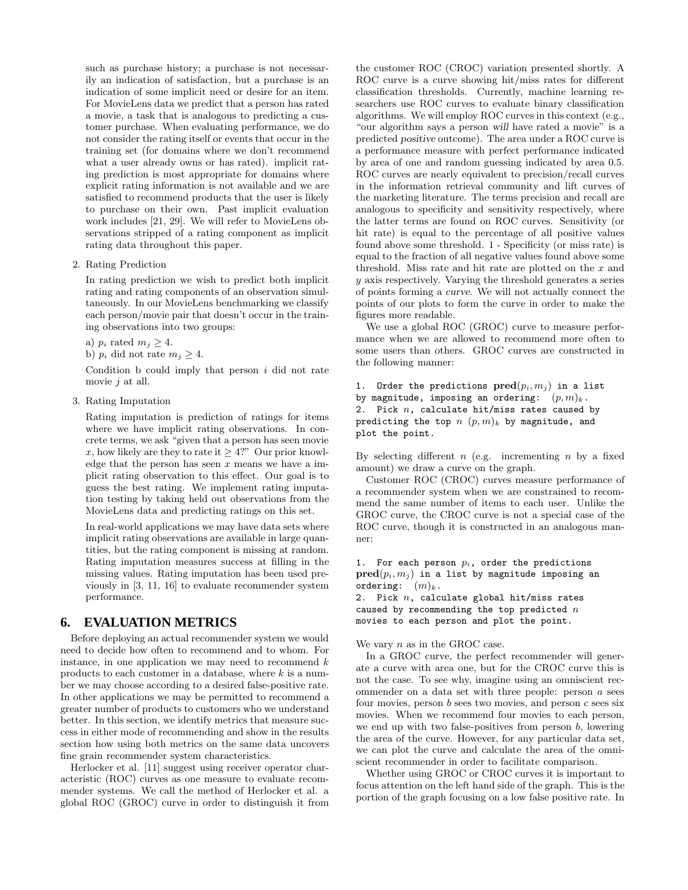such as purchase history; a purchase is not necessarily an indication of satisfaction, but a purchase is an indication of some implicit need or desire for an item. For MovieLens data we predict that a person has rated a movie, a task that is analogous to predicting a customer purchase. When evaluating performance, we do not consider the rating itself or events that occur in the training set (for domains where we don't recommend what a user already owns or has rated). implicit rating prediction is most appropriate for domains where explicit rating information is not available and we are satisfied to recommend products that the user is likely to purchase on their own. Past implicit evaluation work includes [21, 29]. We will refer to MovieLens observations stripped of a rating component as implicit rating data throughout this paper.

2. Rating Prediction

   In rating prediction we wish to predict both implicit rating and rating components of an observation simultaneously. In our MovieLens benchmarking we classify each person/movie pair that doesn't occur in the training observations into two groups:

   a) $p_i$ rated $m_j \geq 4$.

   b) $p_i$ did not rate $m_j \geq 4$.

   Condition b could imply that person $i$ did not rate movie $j$ at all.

3. Rating Imputation

   Rating imputation is prediction of ratings for items where we have implicit rating observations. In concrete terms, we ask "given that a person has seen movie $x$, how likely are they to rate it $\geq 4$?" Our prior knowledge that the person has seen $x$ means we have a implicit rating observation to this effect. Our goal is to guess the best rating. We implement rating imputation testing by taking held out observations from the MovieLens data and predicting ratings on this set.

   In real-world applications we may have data sets where implicit rating observations are available in large quantities, but the rating component is missing at random. Rating imputation measures success at filling in the missing values. Rating imputation has been used previously in [3, 11, 16] to evaluate recommender system performance.

## 6. EVALUATION METRICS

Before deploying an actual recommender system we would need to decide how often to recommend and to whom. For instance, in one application we may need to recommend $k$ products to each customer in a database, where $k$ is a number we may choose according to a desired false-positive rate. In other applications we may be permitted to recommend a greater number of products to customers who we understand better. In this section, we identify metrics that measure success in either mode of recommending and show in the results section how using both metrics on the same data uncovers fine grain recommender system characteristics.

Herlocker et al. [11] suggest using receiver operator characteristic (ROC) curves as one measure to evaluate recommender systems. We call the method of Herlocker et al. a global ROC (GROC) curve in order to distinguish it from the customer ROC (CROC) variation presented shortly. A ROC curve is a curve showing hit/miss rates for different classification thresholds. Currently, machine learning researchers use ROC curves to evaluate binary classification algorithms. We will employ ROC curves in this context (e.g., "our algorithm says a person *will* have rated a movie" is a predicted *positive* outcome). The area under a ROC curve is a performance measure with perfect performance indicated by area of one and random guessing indicated by area 0.5. ROC curves are nearly equivalent to precision/recall curves in the information retrieval community and lift curves of the marketing literature. The terms precision and recall are analogous to specificity and sensitivity respectively, where the latter terms are found on ROC curves. Sensitivity (or hit rate) is equal to the percentage of all positive values found above some threshold. 1 - Specificity (or miss rate) is equal to the fraction of all negative values found above some threshold. Miss rate and hit rate are plotted on the $x$ and $y$ axis respectively. Varying the threshold generates a series of points forming a *curve*. We will not actually connect the points of our plots to form the curve in order to make the figures more readable.

We use a global ROC (GROC) curve to measure performance when we are allowed to recommend more often to some users than others. GROC curves are constructed in the following manner:

1. Order the predictions $\mathbf{pred}(p_i, m_j)$ in a list by magnitude, imposing an ordering: $(p, m)_k$.
2. Pick $n$, calculate hit/miss rates caused by predicting the top $n$ $(p, m)_k$ by magnitude, and plot the point.

By selecting different $n$ (e.g. incrementing $n$ by a fixed amount) we draw a curve on the graph.

Customer ROC (CROC) curves measure performance of a recommender system when we are constrained to recommend the same number of items to each user. Unlike the GROC curve, the CROC curve is not a special case of the ROC curve, though it is constructed in an analogous manner:

1. For each person $p_i$, order the predictions $\mathbf{pred}(p_i, m_j)$ in a list by magnitude imposing an ordering: $(m)_k$.
2. Pick $n$, calculate global hit/miss rates caused by recommending the top predicted $n$ movies to each person and plot the point.

We vary $n$ as in the GROC case.

In a GROC curve, the perfect recommender will generate a curve with area one, but for the CROC curve this is not the case. To see why, imagine using an omniscient recommender on a data set with three people: person $a$ sees four movies, person $b$ sees two movies, and person $c$ sees six movies. When we recommend four movies to each person, we end up with two false-positives from person $b$, lowering the area of the curve. However, for any particular data set, we can plot the curve and calculate the area of the omniscient recommender in order to facilitate comparison.

Whether using GROC or CROC curves it is important to focus attention on the left hand side of the graph. This is the portion of the graph focusing on a low false positive rate. In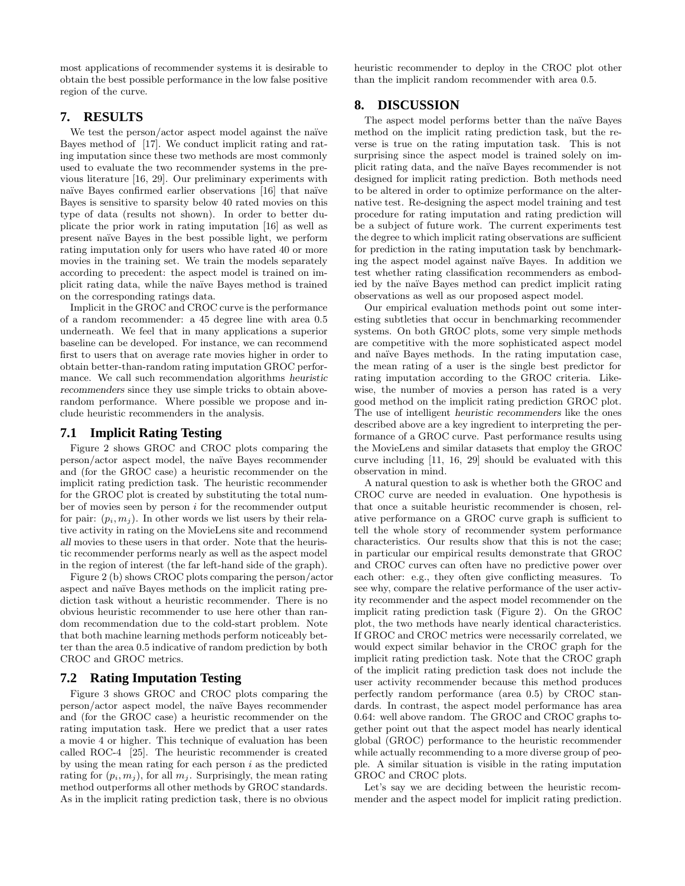most applications of recommender systems it is desirable to obtain the best possible performance in the low false positive region of the curve.

## 7. RESULTS

We test the person/actor aspect model against the naïve Bayes method of [17]. We conduct implicit rating and rating imputation since these two methods are most commonly used to evaluate the two recommender systems in the previous literature [16, 29]. Our preliminary experiments with naïve Bayes confirmed earlier observations [16] that naïve Bayes is sensitive to sparsity below 40 rated movies on this type of data (results not shown). In order to better duplicate the prior work in rating imputation [16] as well as present naïve Bayes in the best possible light, we perform rating imputation only for users who have rated 40 or more movies in the training set. We train the models separately according to precedent: the aspect model is trained on implicit rating data, while the naïve Bayes method is trained on the corresponding ratings data.

Implicit in the GROC and CROC curve is the performance of a random recommender: a 45 degree line with area 0.5 underneath. We feel that in many applications a superior baseline can be developed. For instance, we can recommend first to users that on average rate movies higher in order to obtain better-than-random rating imputation GROC performance. We call such recommendation algorithms *heuristic recommenders* since they use simple tricks to obtain above-random performance. Where possible we propose and include heuristic recommenders in the analysis.

### 7.1 Implicit Rating Testing

Figure 2 shows GROC and CROC plots comparing the person/actor aspect model, the naïve Bayes recommender and (for the GROC case) a heuristic recommender on the implicit rating prediction task. The heuristic recommender for the GROC plot is created by substituting the total number of movies seen by person $i$ for the recommender output for pair: $(p_i, m_j)$. In other words we list users by their relative activity in rating on the MovieLens site and recommend *all* movies to these users in that order. Note that the heuristic recommender performs nearly as well as the aspect model in the region of interest (the far left-hand side of the graph).

Figure 2 (b) shows CROC plots comparing the person/actor aspect and naïve Bayes methods on the implicit rating prediction task without a heuristic recommender. There is no obvious heuristic recommender to use here other than random recommendation due to the cold-start problem. Note that both machine learning methods perform noticeably better than the area 0.5 indicative of random prediction by both CROC and GROC metrics.

### 7.2 Rating Imputation Testing

Figure 3 shows GROC and CROC plots comparing the person/actor aspect model, the naïve Bayes recommender and (for the GROC case) a heuristic recommender on the rating imputation task. Here we predict that a user rates a movie 4 or higher. This technique of evaluation has been called ROC-4 [25]. The heuristic recommender is created by using the mean rating for each person $i$ as the predicted rating for $(p_i, m_j)$, for all $m_j$. Surprisingly, the mean rating method outperforms all other methods by GROC standards. As in the implicit rating prediction task, there is no obvious heuristic recommender to deploy in the CROC plot other than the implicit random recommender with area 0.5.

## 8. DISCUSSION

The aspect model performs better than the naïve Bayes method on the implicit rating prediction task, but the reverse is true on the rating imputation task. This is not surprising since the aspect model is trained solely on implicit rating data, and the naïve Bayes recommender is not designed for implicit rating prediction. Both methods need to be altered in order to optimize performance on the alternative test. Re-designing the aspect model training and test procedure for rating imputation and rating prediction will be a subject of future work. The current experiments test the degree to which implicit rating observations are sufficient for prediction in the rating imputation task by benchmarking the aspect model against naïve Bayes. In addition we test whether rating classification recommenders as embodied by the naïve Bayes method can predict implicit rating observations as well as our proposed aspect model.

Our empirical evaluation methods point out some interesting subtleties that occur in benchmarking recommender systems. On both GROC plots, some very simple methods are competitive with the more sophisticated aspect model and naïve Bayes methods. In the rating imputation case, the mean rating of a user is the single best predictor for rating imputation according to the GROC criteria. Likewise, the number of movies a person has rated is a very good method on the implicit rating prediction GROC plot. The use of intelligent *heuristic recommenders* like the ones described above are a key ingredient to interpreting the performance of a GROC curve. Past performance results using the MovieLens and similar datasets that employ the GROC curve including [11, 16, 29] should be evaluated with this observation in mind.

A natural question to ask is whether both the GROC and CROC curve are needed in evaluation. One hypothesis is that once a suitable heuristic recommender is chosen, relative performance on a GROC curve graph is sufficient to tell the whole story of recommender system performance characteristics. Our results show that this is not the case; in particular our empirical results demonstrate that GROC and CROC curves can often have no predictive power over each other: e.g., they often give conflicting measures. To see why, compare the relative performance of the user activity recommender and the aspect model recommender on the implicit rating prediction task (Figure 2). On the GROC plot, the two methods have nearly identical characteristics. If GROC and CROC metrics were necessarily correlated, we would expect similar behavior in the CROC graph for the implicit rating prediction task. Note that the CROC graph of the implicit rating prediction task does not include the user activity recommender because this method produces perfectly random performance (area 0.5) by CROC standards. In contrast, the aspect model performance has area 0.64: well above random. The GROC and CROC graphs together point out that the aspect model has nearly identical global (GROC) performance to the heuristic recommender while actually recommending to a more diverse group of people. A similar situation is visible in the rating imputation GROC and CROC plots.

Let's say we are deciding between the heuristic recommender and the aspect model for implicit rating prediction.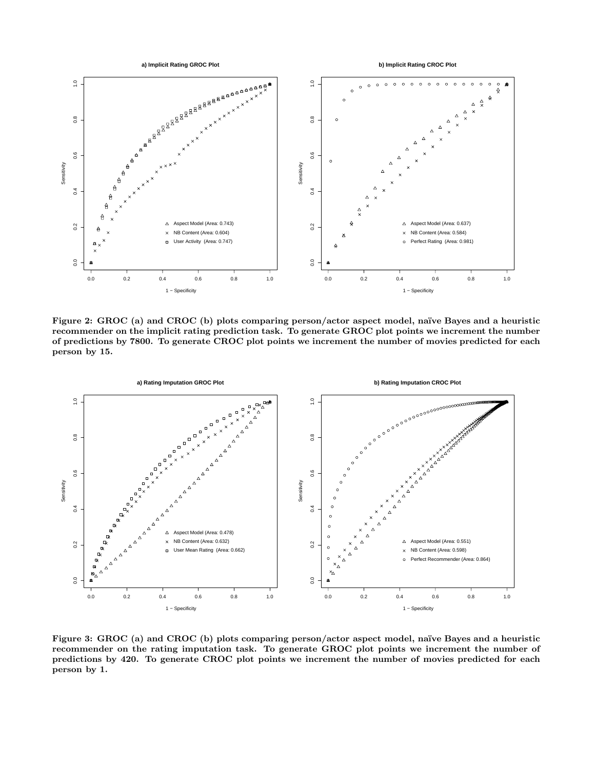**Figure 2: GROC (a) and CROC (b) plots comparing person/actor aspect model, naïve Bayes and a heuristic recommender on the implicit rating prediction task. To generate GROC plot points we increment the number of predictions by 7800. To generate CROC plot points we increment the number of movies predicted for each person by 15.**

**Figure 3: GROC (a) and CROC (b) plots comparing person/actor aspect model, naïve Bayes and a heuristic recommender on the rating imputation task. To generate GROC plot points we increment the number of predictions by 420. To generate CROC plot points we increment the number of movies predicted for each person by 1.**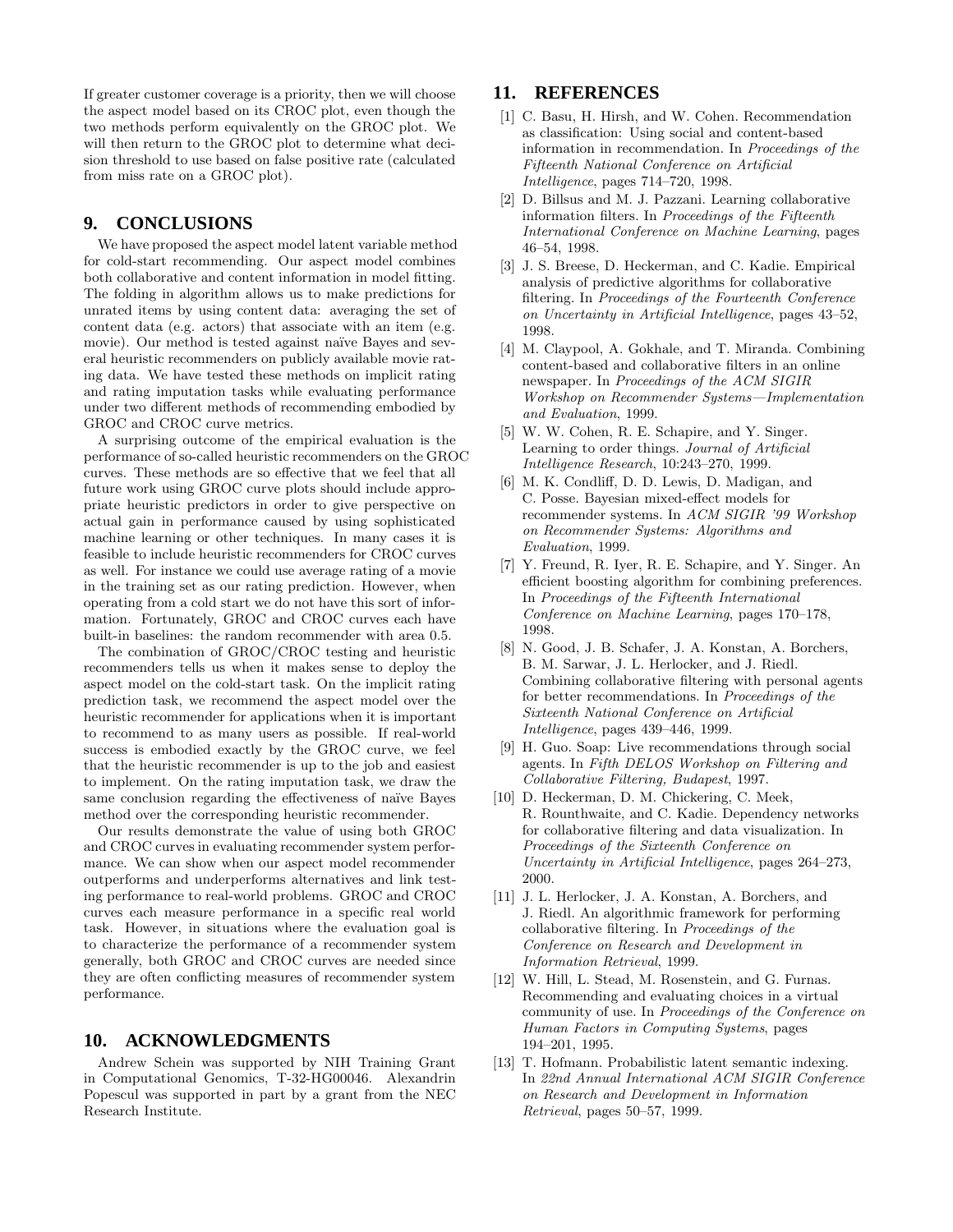If greater customer coverage is a priority, then we will choose the aspect model based on its CROC plot, even though the two methods perform equivalently on the GROC plot. We will then return to the GROC plot to determine what decision threshold to use based on false positive rate (calculated from miss rate on a GROC plot).

## 9. CONCLUSIONS

We have proposed the aspect model latent variable method for cold-start recommending. Our aspect model combines both collaborative and content information in model fitting. The folding in algorithm allows us to make predictions for unrated items by using content data: averaging the set of content data (e.g. actors) that associate with an item (e.g. movie). Our method is tested against naïve Bayes and several heuristic recommenders on publicly available movie rating data. We have tested these methods on implicit rating and rating imputation tasks while evaluating performance under two different methods of recommending embodied by GROC and CROC curve metrics.

A surprising outcome of the empirical evaluation is the performance of so-called heuristic recommenders on the GROC curves. These methods are so effective that we feel that all future work using GROC curve plots should include appropriate heuristic predictors in order to give perspective on actual gain in performance caused by using sophisticated machine learning or other techniques. In many cases it is feasible to include heuristic recommenders for CROC curves as well. For instance we could use average rating of a movie in the training set as our rating prediction. However, when operating from a cold start we do not have this sort of information. Fortunately, GROC and CROC curves each have built-in baselines: the random recommender with area 0.5.

The combination of GROC/CROC testing and heuristic recommenders tells us when it makes sense to deploy the aspect model on the cold-start task. On the implicit rating prediction task, we recommend the aspect model over the heuristic recommender for applications when it is important to recommend to as many users as possible. If real-world success is embodied exactly by the GROC curve, we feel that the heuristic recommender is up to the job and easiest to implement. On the rating imputation task, we draw the same conclusion regarding the effectiveness of naïve Bayes method over the corresponding heuristic recommender.

Our results demonstrate the value of using both GROC and CROC curves in evaluating recommender system performance. We can show when our aspect model recommender outperforms and underperforms alternatives and link testing performance to real-world problems. GROC and CROC curves each measure performance in a specific real world task. However, in situations where the evaluation goal is to characterize the performance of a recommender system generally, both GROC and CROC curves are needed since they are often conflicting measures of recommender system performance.

## 10. ACKNOWLEDGMENTS

Andrew Schein was supported by NIH Training Grant in Computational Genomics, T-32-HG00046. Alexandrin Popescul was supported in part by a grant from the NEC Research Institute.

## 11. REFERENCES

[1] C. Basu, H. Hirsh, and W. Cohen. Recommendation as classification: Using social and content-based information in recommendation. In *Proceedings of the Fifteenth National Conference on Artificial Intelligence*, pages 714–720, 1998.

[2] D. Billsus and M. J. Pazzani. Learning collaborative information filters. In *Proceedings of the Fifteenth International Conference on Machine Learning*, pages 46–54, 1998.

[3] J. S. Breese, D. Heckerman, and C. Kadie. Empirical analysis of predictive algorithms for collaborative filtering. In *Proceedings of the Fourteenth Conference on Uncertainty in Artificial Intelligence*, pages 43–52, 1998.

[4] M. Claypool, A. Gokhale, and T. Miranda. Combining content-based and collaborative filters in an online newspaper. In *Proceedings of the ACM SIGIR Workshop on Recommender Systems—Implementation and Evaluation*, 1999.

[5] W. W. Cohen, R. E. Schapire, and Y. Singer. Learning to order things. *Journal of Artificial Intelligence Research*, 10:243–270, 1999.

[6] M. K. Condliff, D. D. Lewis, D. Madigan, and C. Posse. Bayesian mixed-effect models for recommender systems. In *ACM SIGIR '99 Workshop on Recommender Systems: Algorithms and Evaluation*, 1999.

[7] Y. Freund, R. Iyer, R. E. Schapire, and Y. Singer. An efficient boosting algorithm for combining preferences. In *Proceedings of the Fifteenth International Conference on Machine Learning*, pages 170–178, 1998.

[8] N. Good, J. B. Schafer, J. A. Konstan, A. Borchers, B. M. Sarwar, J. L. Herlocker, and J. Riedl. Combining collaborative filtering with personal agents for better recommendations. In *Proceedings of the Sixteenth National Conference on Artificial Intelligence*, pages 439–446, 1999.

[9] H. Guo. Soap: Live recommendations through social agents. In *Fifth DELOS Workshop on Filtering and Collaborative Filtering, Budapest*, 1997.

[10] D. Heckerman, D. M. Chickering, C. Meek, R. Rounthwaite, and C. Kadie. Dependency networks for collaborative filtering and data visualization. In *Proceedings of the Sixteenth Conference on Uncertainty in Artificial Intelligence*, pages 264–273, 2000.

[11] J. L. Herlocker, J. A. Konstan, A. Borchers, and J. Riedl. An algorithmic framework for performing collaborative filtering. In *Proceedings of the Conference on Research and Development in Information Retrieval*, 1999.

[12] W. Hill, L. Stead, M. Rosenstein, and G. Furnas. Recommending and evaluating choices in a virtual community of use. In *Proceedings of the Conference on Human Factors in Computing Systems*, pages 194–201, 1995.

[13] T. Hofmann. Probabilistic latent semantic indexing. In *22nd Annual International ACM SIGIR Conference on Research and Development in Information Retrieval*, pages 50–57, 1999.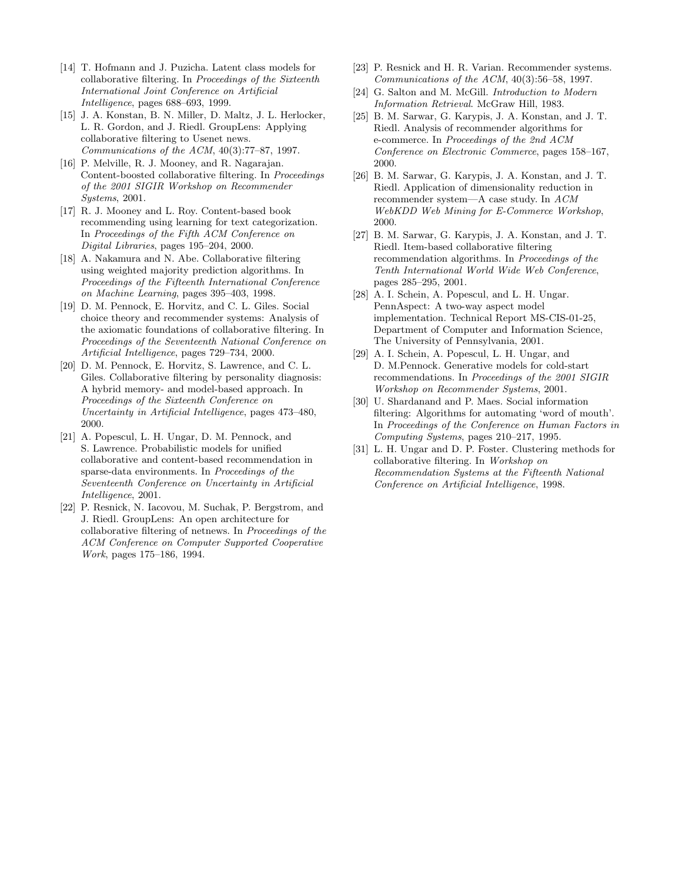[14] T. Hofmann and J. Puzicha. Latent class models for collaborative filtering. In *Proceedings of the Sixteenth International Joint Conference on Artificial Intelligence*, pages 688–693, 1999.

[15] J. A. Konstan, B. N. Miller, D. Maltz, J. L. Herlocker, L. R. Gordon, and J. Riedl. GroupLens: Applying collaborative filtering to Usenet news. *Communications of the ACM*, 40(3):77–87, 1997.

[16] P. Melville, R. J. Mooney, and R. Nagarajan. Content-boosted collaborative filtering. In *Proceedings of the 2001 SIGIR Workshop on Recommender Systems*, 2001.

[17] R. J. Mooney and L. Roy. Content-based book recommending using learning for text categorization. In *Proceedings of the Fifth ACM Conference on Digital Libraries*, pages 195–204, 2000.

[18] A. Nakamura and N. Abe. Collaborative filtering using weighted majority prediction algorithms. In *Proceedings of the Fifteenth International Conference on Machine Learning*, pages 395–403, 1998.

[19] D. M. Pennock, E. Horvitz, and C. L. Giles. Social choice theory and recommender systems: Analysis of the axiomatic foundations of collaborative filtering. In *Proceedings of the Seventeenth National Conference on Artificial Intelligence*, pages 729–734, 2000.

[20] D. M. Pennock, E. Horvitz, S. Lawrence, and C. L. Giles. Collaborative filtering by personality diagnosis: A hybrid memory- and model-based approach. In *Proceedings of the Sixteenth Conference on Uncertainty in Artificial Intelligence*, pages 473–480, 2000.

[21] A. Popescul, L. H. Ungar, D. M. Pennock, and S. Lawrence. Probabilistic models for unified collaborative and content-based recommendation in sparse-data environments. In *Proceedings of the Seventeenth Conference on Uncertainty in Artificial Intelligence*, 2001.

[22] P. Resnick, N. Iacovou, M. Suchak, P. Bergstrom, and J. Riedl. GroupLens: An open architecture for collaborative filtering of netnews. In *Proceedings of the ACM Conference on Computer Supported Cooperative Work*, pages 175–186, 1994.

[23] P. Resnick and H. R. Varian. Recommender systems. *Communications of the ACM*, 40(3):56–58, 1997.

[24] G. Salton and M. McGill. *Introduction to Modern Information Retrieval*. McGraw Hill, 1983.

[25] B. M. Sarwar, G. Karypis, J. A. Konstan, and J. T. Riedl. Analysis of recommender algorithms for e-commerce. In *Proceedings of the 2nd ACM Conference on Electronic Commerce*, pages 158–167, 2000.

[26] B. M. Sarwar, G. Karypis, J. A. Konstan, and J. T. Riedl. Application of dimensionality reduction in recommender system—A case study. In *ACM WebKDD Web Mining for E-Commerce Workshop*, 2000.

[27] B. M. Sarwar, G. Karypis, J. A. Konstan, and J. T. Riedl. Item-based collaborative filtering recommendation algorithms. In *Proceedings of the Tenth International World Wide Web Conference*, pages 285–295, 2001.

[28] A. I. Schein, A. Popescul, and L. H. Ungar. PennAspect: A two-way aspect model implementation. Technical Report MS-CIS-01-25, Department of Computer and Information Science, The University of Pennsylvania, 2001.

[29] A. I. Schein, A. Popescul, L. H. Ungar, and D. M.Pennock. Generative models for cold-start recommendations. In *Proceedings of the 2001 SIGIR Workshop on Recommender Systems*, 2001.

[30] U. Shardanand and P. Maes. Social information filtering: Algorithms for automating 'word of mouth'. In *Proceedings of the Conference on Human Factors in Computing Systems*, pages 210–217, 1995.

[31] L. H. Ungar and D. P. Foster. Clustering methods for collaborative filtering. In *Workshop on Recommendation Systems at the Fifteenth National Conference on Artificial Intelligence*, 1998.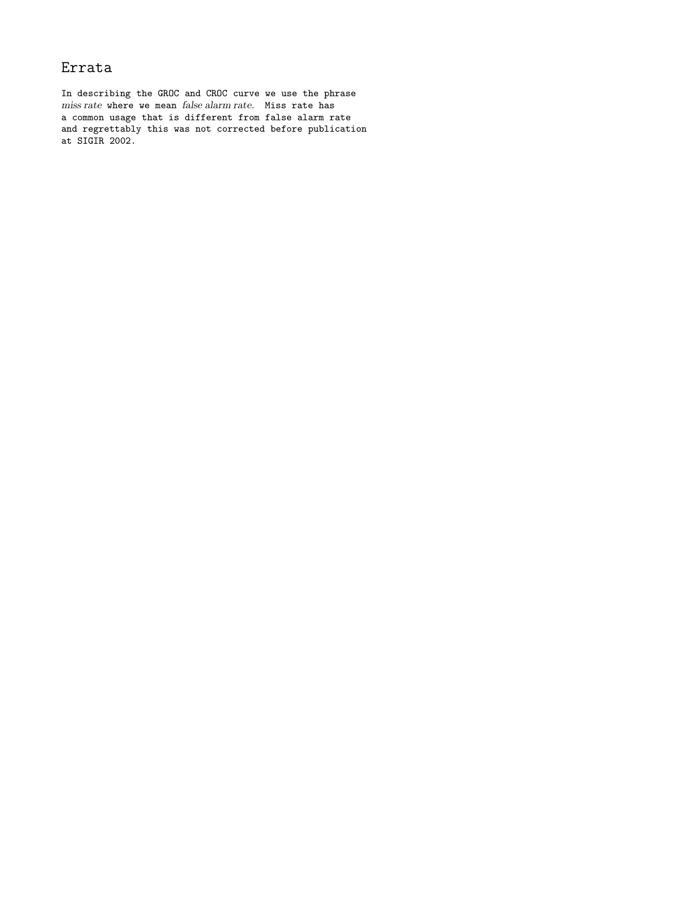## Errata

In describing the GROC and CROC curve we use the phrase *miss rate* where we mean *false alarm rate*. Miss rate has a common usage that is different from false alarm rate and regrettably this was not corrected before publication at SIGIR 2002.